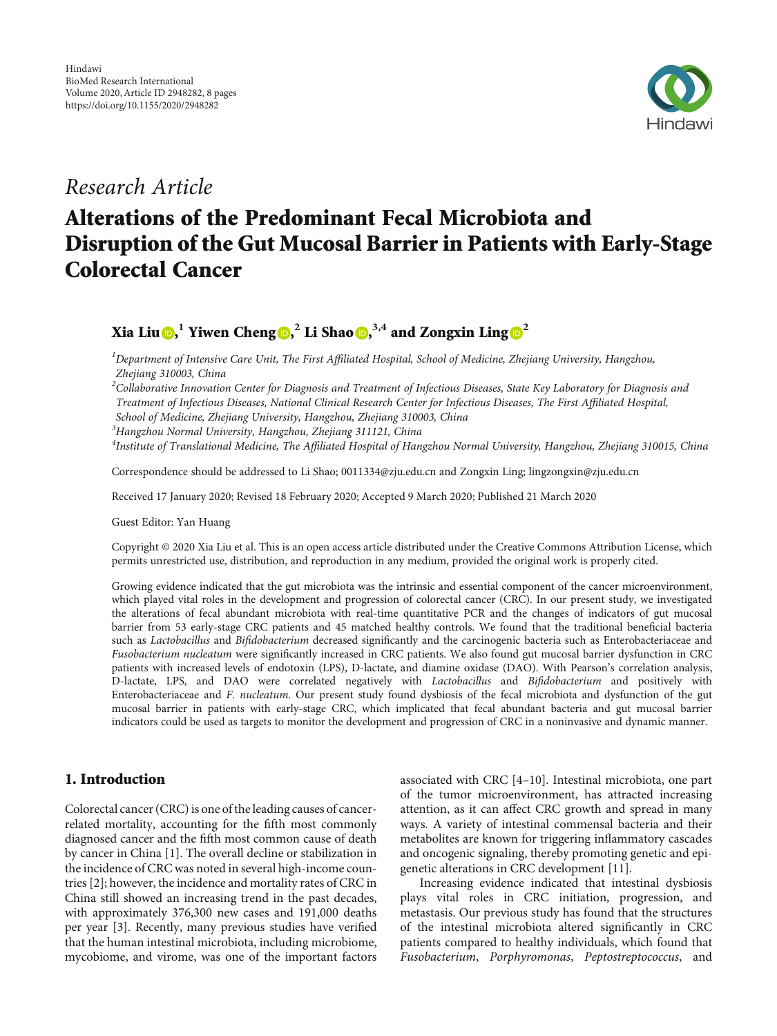Hindawi
BioMed Research International
Volume 2020, Article ID 2948282, 8 pages
https://doi.org/10.1155/2020/2948282

*Research Article*

# Alterations of the Predominant Fecal Microbiota and Disruption of the Gut Mucosal Barrier in Patients with Early-Stage Colorectal Cancer

**Xia Liu**[1] **Yiwen Cheng**[2] **Li Shao**[3,4] **and Zongxin Ling**[2]

[1]*Department of Intensive Care Unit, The First Affiliated Hospital, School of Medicine, Zhejiang University, Hangzhou, Zhejiang 310003, China*

[2]*Collaborative Innovation Center for Diagnosis and Treatment of Infectious Diseases, State Key Laboratory for Diagnosis and Treatment of Infectious Diseases, National Clinical Research Center for Infectious Diseases, The First Affiliated Hospital, School of Medicine, Zhejiang University, Hangzhou, Zhejiang 310003, China*

[3]*Hangzhou Normal University, Hangzhou, Zhejiang 311121, China*

[4]*Institute of Translational Medicine, The Affiliated Hospital of Hangzhou Normal University, Hangzhou, Zhejiang 310015, China*

Correspondence should be addressed to Li Shao; 0011334@zju.edu.cn and Zongxin Ling; lingzongxin@zju.edu.cn

Received 17 January 2020; Revised 18 February 2020; Accepted 9 March 2020; Published 21 March 2020

Guest Editor: Yan Huang

Copyright © 2020 Xia Liu et al. This is an open access article distributed under the Creative Commons Attribution License, which permits unrestricted use, distribution, and reproduction in any medium, provided the original work is properly cited.

Growing evidence indicated that the gut microbiota was the intrinsic and essential component of the cancer microenvironment, which played vital roles in the development and progression of colorectal cancer (CRC). In our present study, we investigated the alterations of fecal abundant microbiota with real-time quantitative PCR and the changes of indicators of gut mucosal barrier from 53 early-stage CRC patients and 45 matched healthy controls. We found that the traditional beneficial bacteria such as *Lactobacillus* and *Bifidobacterium* decreased significantly and the carcinogenic bacteria such as Enterobacteriaceae and *Fusobacterium nucleatum* were significantly increased in CRC patients. We also found gut mucosal barrier dysfunction in CRC patients with increased levels of endotoxin (LPS), D-lactate, and diamine oxidase (DAO). With Pearson's correlation analysis, D-lactate, LPS, and DAO were correlated negatively with *Lactobacillus* and *Bifidobacterium* and positively with Enterobacteriaceae and *F. nucleatum*. Our present study found dysbiosis of the fecal microbiota and dysfunction of the gut mucosal barrier in patients with early-stage CRC, which implicated that fecal abundant bacteria and gut mucosal barrier indicators could be used as targets to monitor the development and progression of CRC in a noninvasive and dynamic manner.

## 1. Introduction

Colorectal cancer (CRC) is one of the leading causes of cancer-related mortality, accounting for the fifth most commonly diagnosed cancer and the fifth most common cause of death by cancer in China [1]. The overall decline or stabilization in the incidence of CRC was noted in several high-income countries [2]; however, the incidence and mortality rates of CRC in China still showed an increasing trend in the past decades, with approximately 376,300 new cases and 191,000 deaths per year [3]. Recently, many previous studies have verified that the human intestinal microbiota, including microbiome, mycobiome, and virome, was one of the important factors associated with CRC [4–10]. Intestinal microbiota, one part of the tumor microenvironment, has attracted increasing attention, as it can affect CRC growth and spread in many ways. A variety of intestinal commensal bacteria and their metabolites are known for triggering inflammatory cascades and oncogenic signaling, thereby promoting genetic and epigenetic alterations in CRC development [11].

Increasing evidence indicated that intestinal dysbiosis plays vital roles in CRC initiation, progression, and metastasis. Our previous study has found that the structures of the intestinal microbiota altered significantly in CRC patients compared to healthy individuals, which found that *Fusobacterium*, *Porphyromonas*, *Peptostreptococcus*, and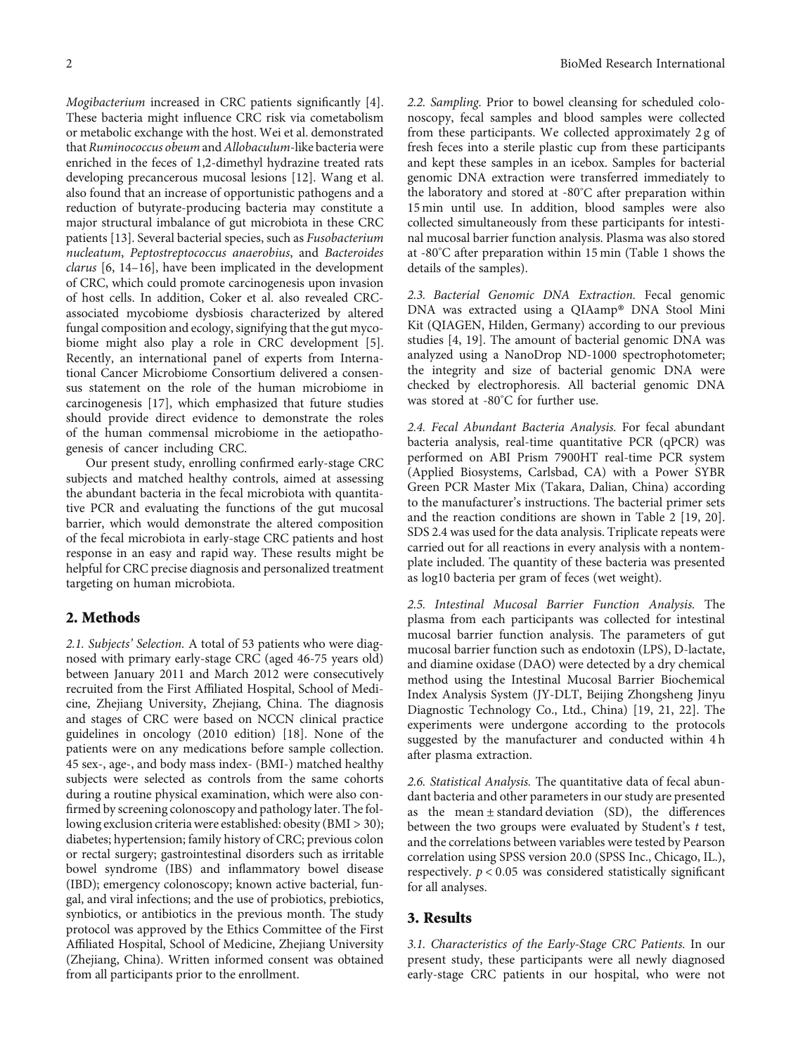*Mogibacterium* increased in CRC patients significantly [4]. These bacteria might influence CRC risk via cometabolism or metabolic exchange with the host. Wei et al. demonstrated that *Ruminococcus obeum* and *Allobaculum*-like bacteria were enriched in the feces of 1,2-dimethyl hydrazine treated rats developing precancerous mucosal lesions [12]. Wang et al. also found that an increase of opportunistic pathogens and a reduction of butyrate-producing bacteria may constitute a major structural imbalance of gut microbiota in these CRC patients [13]. Several bacterial species, such as *Fusobacterium nucleatum*, *Peptostreptococcus anaerobius*, and *Bacteroides clarus* [6, 14–16], have been implicated in the development of CRC, which could promote carcinogenesis upon invasion of host cells. In addition, Coker et al. also revealed CRC-associated mycobiome dysbiosis characterized by altered fungal composition and ecology, signifying that the gut mycobiome might also play a role in CRC development [5]. Recently, an international panel of experts from International Cancer Microbiome Consortium delivered a consensus statement on the role of the human microbiome in carcinogenesis [17], which emphasized that future studies should provide direct evidence to demonstrate the roles of the human commensal microbiome in the aetiopathogenesis of cancer including CRC.

Our present study, enrolling confirmed early-stage CRC subjects and matched healthy controls, aimed at assessing the abundant bacteria in the fecal microbiota with quantitative PCR and evaluating the functions of the gut mucosal barrier, which would demonstrate the altered composition of the fecal microbiota in early-stage CRC patients and host response in an easy and rapid way. These results might be helpful for CRC precise diagnosis and personalized treatment targeting on human microbiota.

## 2. Methods

*2.1. Subjects' Selection.* A total of 53 patients who were diagnosed with primary early-stage CRC (aged 46-75 years old) between January 2011 and March 2012 were consecutively recruited from the First Affiliated Hospital, School of Medicine, Zhejiang University, Zhejiang, China. The diagnosis and stages of CRC were based on NCCN clinical practice guidelines in oncology (2010 edition) [18]. None of the patients were on any medications before sample collection. 45 sex-, age-, and body mass index- (BMI-) matched healthy subjects were selected as controls from the same cohorts during a routine physical examination, which were also confirmed by screening colonoscopy and pathology later. The following exclusion criteria were established: obesity (BMI > 30); diabetes; hypertension; family history of CRC; previous colon or rectal surgery; gastrointestinal disorders such as irritable bowel syndrome (IBS) and inflammatory bowel disease (IBD); emergency colonoscopy; known active bacterial, fungal, and viral infections; and the use of probiotics, prebiotics, synbiotics, or antibiotics in the previous month. The study protocol was approved by the Ethics Committee of the First Affiliated Hospital, School of Medicine, Zhejiang University (Zhejiang, China). Written informed consent was obtained from all participants prior to the enrollment.

*2.2. Sampling.* Prior to bowel cleansing for scheduled colonoscopy, fecal samples and blood samples were collected from these participants. We collected approximately 2 g of fresh feces into a sterile plastic cup from these participants and kept these samples in an icebox. Samples for bacterial genomic DNA extraction were transferred immediately to the laboratory and stored at -80°C after preparation within 15 min until use. In addition, blood samples were also collected simultaneously from these participants for intestinal mucosal barrier function analysis. Plasma was also stored at -80°C after preparation within 15 min (Table 1 shows the details of the samples).

*2.3. Bacterial Genomic DNA Extraction.* Fecal genomic DNA was extracted using a QIAamp® DNA Stool Mini Kit (QIAGEN, Hilden, Germany) according to our previous studies [4, 19]. The amount of bacterial genomic DNA was analyzed using a NanoDrop ND-1000 spectrophotometer; the integrity and size of bacterial genomic DNA were checked by electrophoresis. All bacterial genomic DNA was stored at -80°C for further use.

*2.4. Fecal Abundant Bacteria Analysis.* For fecal abundant bacteria analysis, real-time quantitative PCR (qPCR) was performed on ABI Prism 7900HT real-time PCR system (Applied Biosystems, Carlsbad, CA) with a Power SYBR Green PCR Master Mix (Takara, Dalian, China) according to the manufacturer's instructions. The bacterial primer sets and the reaction conditions are shown in Table 2 [19, 20]. SDS 2.4 was used for the data analysis. Triplicate repeats were carried out for all reactions in every analysis with a nontemplate included. The quantity of these bacteria was presented as log10 bacteria per gram of feces (wet weight).

*2.5. Intestinal Mucosal Barrier Function Analysis.* The plasma from each participants was collected for intestinal mucosal barrier function analysis. The parameters of gut mucosal barrier function such as endotoxin (LPS), D-lactate, and diamine oxidase (DAO) were detected by a dry chemical method using the Intestinal Mucosal Barrier Biochemical Index Analysis System (JY-DLT, Beijing Zhongsheng Jinyu Diagnostic Technology Co., Ltd., China) [19, 21, 22]. The experiments were undergone according to the protocols suggested by the manufacturer and conducted within 4 h after plasma extraction.

*2.6. Statistical Analysis.* The quantitative data of fecal abundant bacteria and other parameters in our study are presented as the mean ± standard deviation (SD), the differences between the two groups were evaluated by Student's *t* test, and the correlations between variables were tested by Pearson correlation using SPSS version 20.0 (SPSS Inc., Chicago, IL.), respectively. $p < 0.05$ was considered statistically significant for all analyses.

## 3. Results

*3.1. Characteristics of the Early-Stage CRC Patients.* In our present study, these participants were all newly diagnosed early-stage CRC patients in our hospital, who were not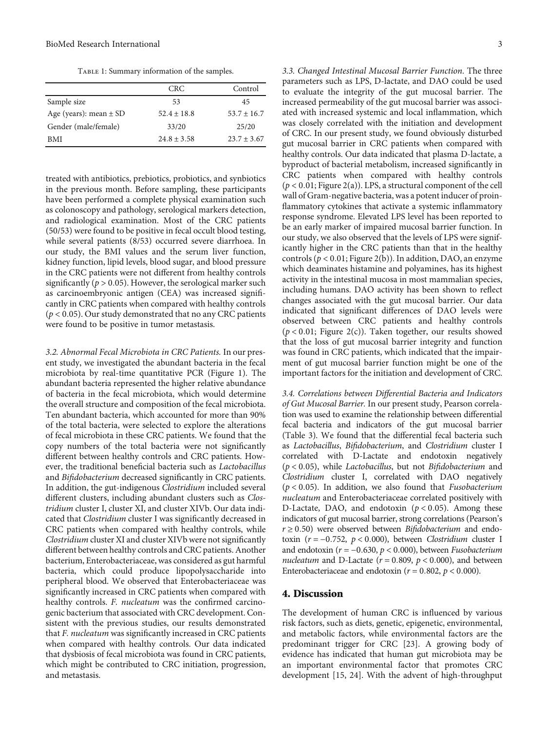Table 1: Summary information of the samples.

| | CRC | Control |
|---|---|---|
| Sample size | 53 | 45 |
| Age (years): mean ± SD | 52.4 ± 18.8 | 53.7 ± 16.7 |
| Gender (male/female) | 33/20 | 25/20 |
| BMI | 24.8 ± 3.58 | 23.7 ± 3.67 |

treated with antibiotics, prebiotics, probiotics, and synbiotics in the previous month. Before sampling, these participants have been performed a complete physical examination such as colonoscopy and pathology, serological markers detection, and radiological examination. Most of the CRC patients (50/53) were found to be positive in fecal occult blood testing, while several patients (8/53) occurred severe diarrhoea. In our study, the BMI values and the serum liver function, kidney function, lipid levels, blood sugar, and blood pressure in the CRC patients were not different from healthy controls significantly ($p > 0.05$). However, the serological marker such as carcinoembryonic antigen (CEA) was increased significantly in CRC patients when compared with healthy controls ($p < 0.05$). Our study demonstrated that no any CRC patients were found to be positive in tumor metastasis.

*3.2. Abnormal Fecal Microbiota in CRC Patients.* In our present study, we investigated the abundant bacteria in the fecal microbiota by real-time quantitative PCR (Figure 1). The abundant bacteria represented the higher relative abundance of bacteria in the fecal microbiota, which would determine the overall structure and composition of the fecal microbiota. Ten abundant bacteria, which accounted for more than 90% of the total bacteria, were selected to explore the alterations of fecal microbiota in these CRC patients. We found that the copy numbers of the total bacteria were not significantly different between healthy controls and CRC patients. However, the traditional beneficial bacteria such as *Lactobacillus* and *Bifidobacterium* decreased significantly in CRC patients. In addition, the gut-indigenous *Clostridium* included several different clusters, including abundant clusters such as *Clostridium* cluster I, cluster XI, and cluster XIVb. Our data indicated that *Clostridium* cluster I was significantly decreased in CRC patients when compared with healthy controls, while *Clostridium* cluster XI and cluster XIVb were not significantly different between healthy controls and CRC patients. Another bacterium, Enterobacteriaceae, was considered as gut harmful bacteria, which could produce lipopolysaccharide into peripheral blood. We observed that Enterobacteriaceae was significantly increased in CRC patients when compared with healthy controls. *F. nucleatum* was the confirmed carcinogenic bacterium that associated with CRC development. Consistent with the previous studies, our results demonstrated that *F. nucleatum* was significantly increased in CRC patients when compared with healthy controls. Our data indicated that dysbiosis of fecal microbiota was found in CRC patients, which might be contributed to CRC initiation, progression, and metastasis.

*3.3. Changed Intestinal Mucosal Barrier Function.* The three parameters such as LPS, D-lactate, and DAO could be used to evaluate the integrity of the gut mucosal barrier. The increased permeability of the gut mucosal barrier was associated with increased systemic and local inflammation, which was closely correlated with the initiation and development of CRC. In our present study, we found obviously disturbed gut mucosal barrier in CRC patients when compared with healthy controls. Our data indicated that plasma D-lactate, a byproduct of bacterial metabolism, increased significantly in CRC patients when compared with healthy controls ($p < 0.01$; Figure 2(a)). LPS, a structural component of the cell wall of Gram-negative bacteria, was a potent inducer of proinflammatory cytokines that activate a systemic inflammatory response syndrome. Elevated LPS level has been reported to be an early marker of impaired mucosal barrier function. In our study, we also observed that the levels of LPS were significantly higher in the CRC patients than that in the healthy controls ($p < 0.01$; Figure 2(b)). In addition, DAO, an enzyme which deaminates histamine and polyamines, has its highest activity in the intestinal mucosa in most mammalian species, including humans. DAO activity has been shown to reflect changes associated with the gut mucosal barrier. Our data indicated that significant differences of DAO levels were observed between CRC patients and healthy controls ($p < 0.01$; Figure 2(c)). Taken together, our results showed that the loss of gut mucosal barrier integrity and function was found in CRC patients, which indicated that the impairment of gut mucosal barrier function might be one of the important factors for the initiation and development of CRC.

*3.4. Correlations between Differential Bacteria and Indicators of Gut Mucosal Barrier.* In our present study, Pearson correlation was used to examine the relationship between differential fecal bacteria and indicators of the gut mucosal barrier (Table 3). We found that the differential fecal bacteria such as *Lactobacillus*, *Bifidobacterium*, and *Clostridium* cluster I correlated with D-Lactate and endotoxin negatively ($p < 0.05$), while *Lactobacillus*, but not *Bifidobacterium* and *Clostridium* cluster I, correlated with DAO negatively ($p < 0.05$). In addition, we also found that *Fusobacterium nucleatum* and Enterobacteriaceae correlated positively with D-Lactate, DAO, and endotoxin ($p < 0.05$). Among these indicators of gut mucosal barrier, strong correlations (Pearson's $r \geq 0.50$) were observed between *Bifidobacterium* and endotoxin ($r = -0.752$, $p < 0.000$), between *Clostridium* cluster I and endotoxin ($r = -0.630$, $p < 0.000$), between *Fusobacterium nucleatum* and D-Lactate ($r = 0.809$, $p < 0.000$), and between Enterobacteriaceae and endotoxin ($r = 0.802$, $p < 0.000$).

## 4. Discussion

The development of human CRC is influenced by various risk factors, such as diets, genetic, epigenetic, environmental, and metabolic factors, while environmental factors are the predominant trigger for CRC [23]. A growing body of evidence has indicated that human gut microbiota may be an important environmental factor that promotes CRC development [15, 24]. With the advent of high-throughput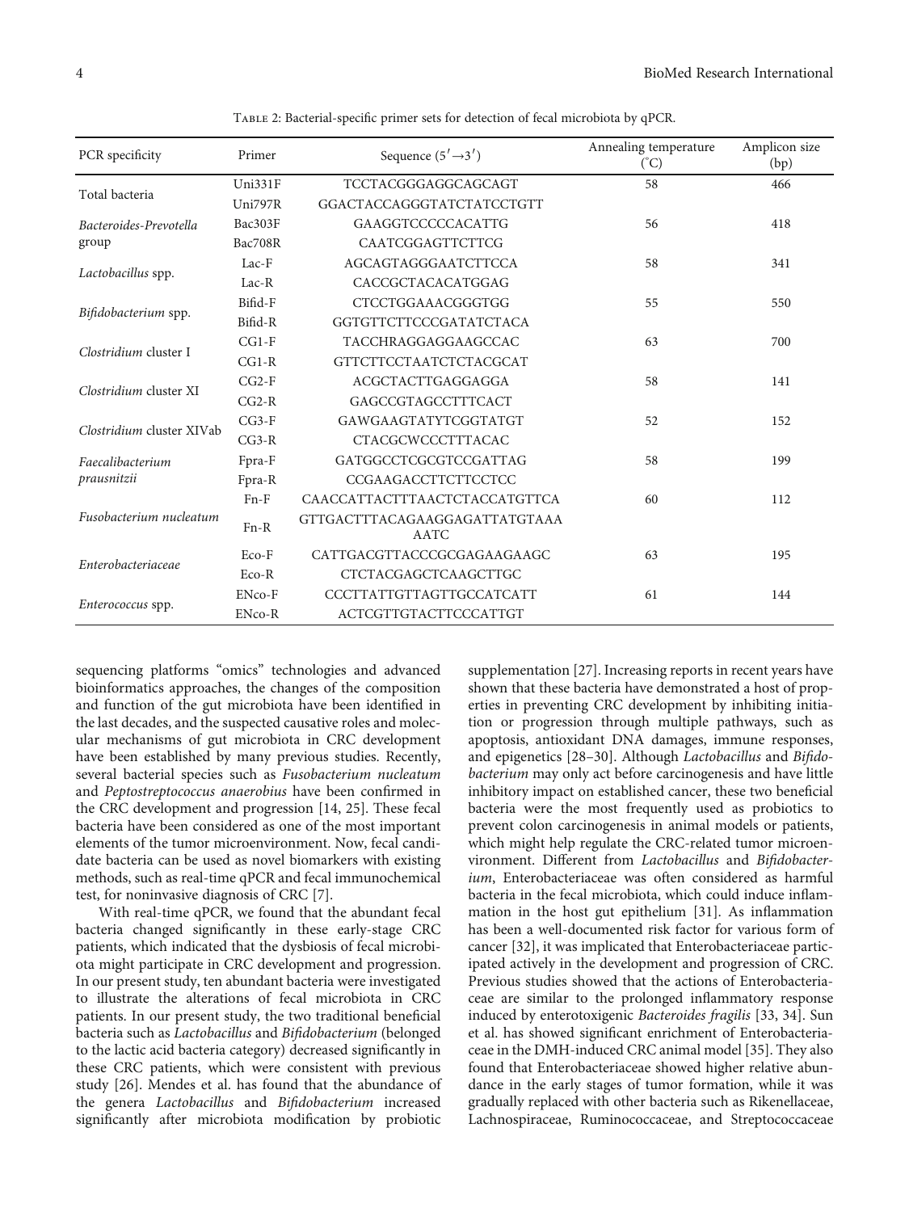Table 2: Bacterial-specific primer sets for detection of fecal microbiota by qPCR.

| PCR specificity | Primer | Sequence (5′→3′) | Annealing temperature (°C) | Amplicon size (bp) |
|---|---|---|---|---|
| Total bacteria | Uni331F | TCCTACGGGAGGCAGCAGT | 58 | 466 |
| | Uni797R | GGACTACCAGGGTATCTATCCTGTT | | |
| *Bacteroides-Prevotella* group | Bac303F | GAAGGTCCCCCACATTG | 56 | 418 |
| | Bac708R | CAATCGGAGTTCTTCG | | |
| *Lactobacillus* spp. | Lac-F | AGCAGTAGGGAATCTTCCA | 58 | 341 |
| | Lac-R | CACCGCTACACATGGAG | | |
| *Bifidobacterium* spp. | Bifid-F | CTCCTGGAAACGGGTGG | 55 | 550 |
| | Bifid-R | GGTGTTCTTCCCGATATCTACA | | |
| *Clostridium* cluster I | CG1-F | TACCHRAGGAGGAAGCCAC | 63 | 700 |
| | CG1-R | GTTCTTCCTAATCTCTACGCAT | | |
| *Clostridium* cluster XI | CG2-F | ACGCTACTTGAGGAGGA | 58 | 141 |
| | CG2-R | GAGCCGTAGCCTTTCACT | | |
| *Clostridium* cluster XIVab | CG3-F | GAWGAAGTATYTCGGTATGT | 52 | 152 |
| | CG3-R | CTACGCWCCCTTTACAC | | |
| *Faecalibacterium prausnitzii* | Fpra-F | GATGGCCTCGCGTCCGATTAG | 58 | 199 |
| | Fpra-R | CCGAAGACCTTCTTCCTCC | | |
| *Fusobacterium nucleatum* | Fn-F | CAACCATTACTTTAACTCTACCATGTTCA | 60 | 112 |
| | Fn-R | GTTGACTTTACAGAAGGAGATTATGTAAAATC | | |
| *Enterobacteriaceae* | Eco-F | CATTGACGTTACCCGCGAGAAGAAGC | 63 | 195 |
| | Eco-R | CTCTACGAGCTCAAGCTTGC | | |
| *Enterococcus* spp. | ENco-F | CCCTTATTGTTAGTTGCCATCATT | 61 | 144 |
| | ENco-R | ACTCGTTGTACTTCCCATTGT | | |

sequencing platforms "omics" technologies and advanced bioinformatics approaches, the changes of the composition and function of the gut microbiota have been identified in the last decades, and the suspected causative roles and molecular mechanisms of gut microbiota in CRC development have been established by many previous studies. Recently, several bacterial species such as *Fusobacterium nucleatum* and *Peptostreptococcus anaerobius* have been confirmed in the CRC development and progression [14, 25]. These fecal bacteria have been considered as one of the most important elements of the tumor microenvironment. Now, fecal candidate bacteria can be used as novel biomarkers with existing methods, such as real-time qPCR and fecal immunochemical test, for noninvasive diagnosis of CRC [7].

With real-time qPCR, we found that the abundant fecal bacteria changed significantly in these early-stage CRC patients, which indicated that the dysbiosis of fecal microbiota might participate in CRC development and progression. In our present study, ten abundant bacteria were investigated to illustrate the alterations of fecal microbiota in CRC patients. In our present study, the two traditional beneficial bacteria such as *Lactobacillus* and *Bifidobacterium* (belonged to the lactic acid bacteria category) decreased significantly in these CRC patients, which were consistent with previous study [26]. Mendes et al. has found that the abundance of the genera *Lactobacillus* and *Bifidobacterium* increased significantly after microbiota modification by probiotic supplementation [27]. Increasing reports in recent years have shown that these bacteria have demonstrated a host of properties in preventing CRC development by inhibiting initiation or progression through multiple pathways, such as apoptosis, antioxidant DNA damages, immune responses, and epigenetics [28–30]. Although *Lactobacillus* and *Bifidobacterium* may only act before carcinogenesis and have little inhibitory impact on established cancer, these two beneficial bacteria were the most frequently used as probiotics to prevent colon carcinogenesis in animal models or patients, which might help regulate the CRC-related tumor microenvironment. Different from *Lactobacillus* and *Bifidobacterium*, Enterobacteriaceae was often considered as harmful bacteria in the fecal microbiota, which could induce inflammation in the host gut epithelium [31]. As inflammation has been a well-documented risk factor for various form of cancer [32], it was implicated that Enterobacteriaceae participated actively in the development and progression of CRC. Previous studies showed that the actions of Enterobacteriaceae are similar to the prolonged inflammatory response induced by enterotoxigenic *Bacteroides fragilis* [33, 34]. Sun et al. has showed significant enrichment of Enterobacteriaceae in the DMH-induced CRC animal model [35]. They also found that Enterobacteriaceae showed higher relative abundance in the early stages of tumor formation, while it was gradually replaced with other bacteria such as Rikenellaceae, Lachnospiraceae, Ruminococcaceae, and Streptococcaceae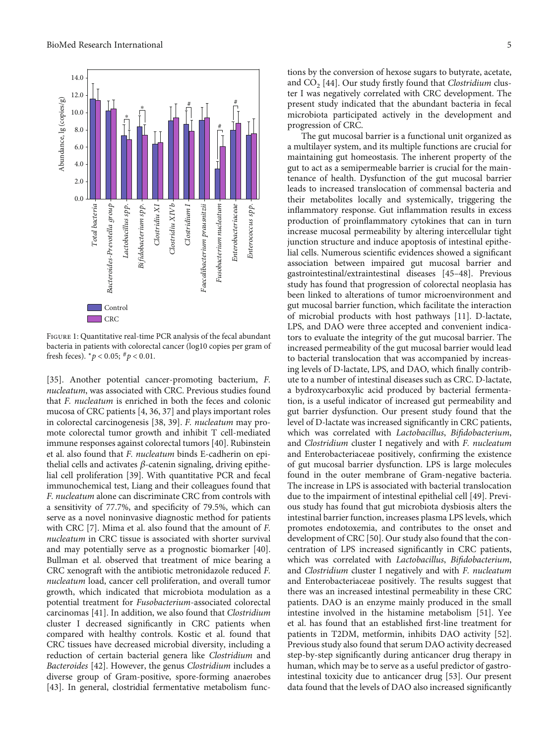Figure 1: Quantitative real-time PCR analysis of the fecal abundant bacteria in patients with colorectal cancer (log10 copies per gram of fresh feces). $^{*}p < 0.05$; $^{\#}p < 0.01$.

[35]. Another potential cancer-promoting bacterium, *F. nucleatum*, was associated with CRC. Previous studies found that *F. nucleatum* is enriched in both the feces and colonic mucosa of CRC patients [4, 36, 37] and plays important roles in colorectal carcinogenesis [38, 39]. *F. nucleatum* may promote colorectal tumor growth and inhibit T cell-mediated immune responses against colorectal tumors [40]. Rubinstein et al. also found that *F. nucleatum* binds E-cadherin on epithelial cells and activates $\beta$-catenin signaling, driving epithelial cell proliferation [39]. With quantitative PCR and fecal immunochemical test, Liang and their colleagues found that *F. nucleatum* alone can discriminate CRC from controls with a sensitivity of 77.7%, and specificity of 79.5%, which can serve as a novel noninvasive diagnostic method for patients with CRC [7]. Mima et al. also found that the amount of *F. nucleatum* in CRC tissue is associated with shorter survival and may potentially serve as a prognostic biomarker [40]. Bullman et al. observed that treatment of mice bearing a CRC xenograft with the antibiotic metronidazole reduced *F. nucleatum* load, cancer cell proliferation, and overall tumor growth, which indicated that microbiota modulation as a potential treatment for *Fusobacterium*-associated colorectal carcinomas [41]. In addition, we also found that *Clostridium* cluster I decreased significantly in CRC patients when compared with healthy controls. Kostic et al. found that CRC tissues have decreased microbial diversity, including a reduction of certain bacterial genera like *Clostridium* and *Bacteroides* [42]. However, the genus *Clostridium* includes a diverse group of Gram-positive, spore-forming anaerobes [43]. In general, clostridial fermentative metabolism functions by the conversion of hexose sugars to butyrate, acetate, and $CO_2$ [44]. Our study firstly found that *Clostridium* cluster I was negatively correlated with CRC development. The present study indicated that the abundant bacteria in fecal microbiota participated actively in the development and progression of CRC.

The gut mucosal barrier is a functional unit organized as a multilayer system, and its multiple functions are crucial for maintaining gut homeostasis. The inherent property of the gut to act as a semipermeable barrier is crucial for the maintenance of health. Dysfunction of the gut mucosal barrier leads to increased translocation of commensal bacteria and their metabolites locally and systemically, triggering the inflammatory response. Gut inflammation results in excess production of proinflammatory cytokines that can in turn increase mucosal permeability by altering intercellular tight junction structure and induce apoptosis of intestinal epithelial cells. Numerous scientific evidences showed a significant association between impaired gut mucosal barrier and gastrointestinal/extraintestinal diseases [45–48]. Previous study has found that progression of colorectal neoplasia has been linked to alterations of tumor microenvironment and gut mucosal barrier function, which facilitate the interaction of microbial products with host pathways [11]. D-lactate, LPS, and DAO were three accepted and convenient indicators to evaluate the integrity of the gut mucosal barrier. The increased permeability of the gut mucosal barrier would lead to bacterial translocation that was accompanied by increasing levels of D-lactate, LPS, and DAO, which finally contribute to a number of intestinal diseases such as CRC. D-lactate, a bydroxycarboxylic acid produced by bacterial fermentation, is a useful indicator of increased gut permeability and gut barrier dysfunction. Our present study found that the level of D-lactate was increased significantly in CRC patients, which was correlated with *Lactobacillus*, *Bifidobacterium*, and *Clostridium* cluster I negatively and with *F. nucleatum* and Enterobacteriaceae positively, confirming the existence of gut mucosal barrier dysfunction. LPS is large molecules found in the outer membrane of Gram-negative bacteria. The increase in LPS is associated with bacterial translocation due to the impairment of intestinal epithelial cell [49]. Previous study has found that gut microbiota dysbiosis alters the intestinal barrier function, increases plasma LPS levels, which promotes endotoxemia, and contributes to the onset and development of CRC [50]. Our study also found that the concentration of LPS increased significantly in CRC patients, which was correlated with *Lactobacillus*, *Bifidobacterium*, and *Clostridium* cluster I negatively and with *F. nucleatum* and Enterobacteriaceae positively. The results suggest that there was an increased intestinal permeability in these CRC patients. DAO is an enzyme mainly produced in the small intestine involved in the histamine metabolism [51]. Yee et al. has found that an established first-line treatment for patients in T2DM, metformin, inhibits DAO activity [52]. Previous study also found that serum DAO activity decreased step-by-step significantly during anticancer drug therapy in human, which may be to serve as a useful predictor of gastrointestinal toxicity due to anticancer drug [53]. Our present data found that the levels of DAO also increased significantly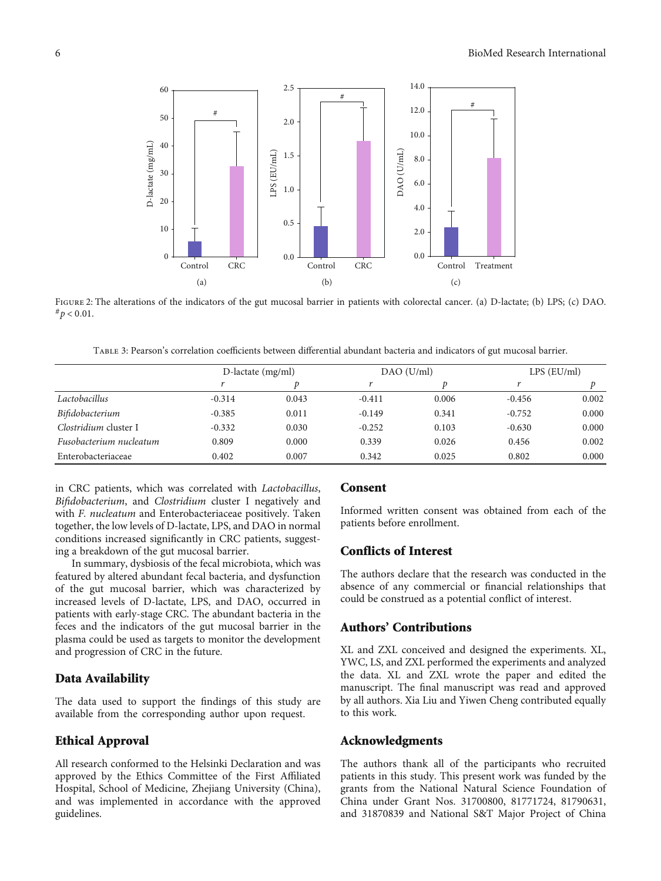Figure 2: The alterations of the indicators of the gut mucosal barrier in patients with colorectal cancer. (a) D-lactate; (b) LPS; (c) DAO. $^{\#}p < 0.01$.

Table 3: Pearson's correlation coefficients between differential abundant bacteria and indicators of gut mucosal barrier.

| | D-lactate (mg/ml) | | DAO (U/ml) | | LPS (EU/ml) | |
|---|---|---|---|---|---|---|
| | $r$ | $p$ | $r$ | $p$ | $r$ | $p$ |
| *Lactobacillus* | -0.314 | 0.043 | -0.411 | 0.006 | -0.456 | 0.002 |
| *Bifidobacterium* | -0.385 | 0.011 | -0.149 | 0.341 | -0.752 | 0.000 |
| *Clostridium* cluster I | -0.332 | 0.030 | -0.252 | 0.103 | -0.630 | 0.000 |
| *Fusobacterium nucleatum* | 0.809 | 0.000 | 0.339 | 0.026 | 0.456 | 0.002 |
| Enterobacteriaceae | 0.402 | 0.007 | 0.342 | 0.025 | 0.802 | 0.000 |

in CRC patients, which was correlated with *Lactobacillus*, *Bifidobacterium*, and *Clostridium* cluster I negatively and with *F. nucleatum* and Enterobacteriaceae positively. Taken together, the low levels of D-lactate, LPS, and DAO in normal conditions increased significantly in CRC patients, suggesting a breakdown of the gut mucosal barrier.

In summary, dysbiosis of the fecal microbiota, which was featured by altered abundant fecal bacteria, and dysfunction of the gut mucosal barrier, which was characterized by increased levels of D-lactate, LPS, and DAO, occurred in patients with early-stage CRC. The abundant bacteria in the feces and the indicators of the gut mucosal barrier in the plasma could be used as targets to monitor the development and progression of CRC in the future.

## Data Availability

The data used to support the findings of this study are available from the corresponding author upon request.

## Ethical Approval

All research conformed to the Helsinki Declaration and was approved by the Ethics Committee of the First Affiliated Hospital, School of Medicine, Zhejiang University (China), and was implemented in accordance with the approved guidelines.

## Consent

Informed written consent was obtained from each of the patients before enrollment.

## Conflicts of Interest

The authors declare that the research was conducted in the absence of any commercial or financial relationships that could be construed as a potential conflict of interest.

## Authors' Contributions

XL and ZXL conceived and designed the experiments. XL, YWC, LS, and ZXL performed the experiments and analyzed the data. XL and ZXL wrote the paper and edited the manuscript. The final manuscript was read and approved by all authors. Xia Liu and Yiwen Cheng contributed equally to this work.

## Acknowledgments

The authors thank all of the participants who recruited patients in this study. This present work was funded by the grants from the National Natural Science Foundation of China under Grant Nos. 31700800, 81771724, 81790631, and 31870839 and National S&T Major Project of China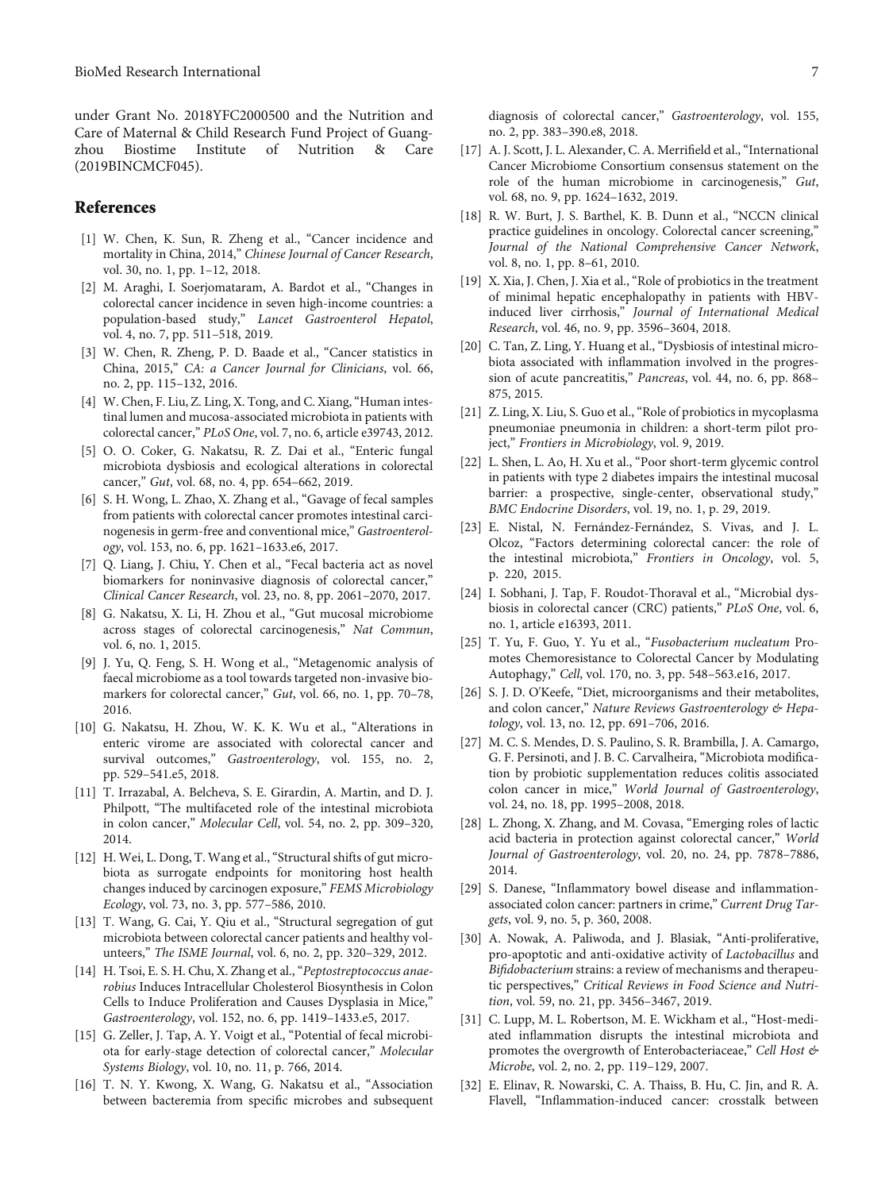under Grant No. 2018YFC2000500 and the Nutrition and Care of Maternal & Child Research Fund Project of Guangzhou Biostime Institute of Nutrition & Care (2019BINCMCF045).

## References

[1] W. Chen, K. Sun, R. Zheng et al., "Cancer incidence and mortality in China, 2014," *Chinese Journal of Cancer Research*, vol. 30, no. 1, pp. 1–12, 2018.

[2] M. Araghi, I. Soerjomataram, A. Bardot et al., "Changes in colorectal cancer incidence in seven high-income countries: a population-based study," *Lancet Gastroenterol Hepatol*, vol. 4, no. 7, pp. 511–518, 2019.

[3] W. Chen, R. Zheng, P. D. Baade et al., "Cancer statistics in China, 2015," *CA: a Cancer Journal for Clinicians*, vol. 66, no. 2, pp. 115–132, 2016.

[4] W. Chen, F. Liu, Z. Ling, X. Tong, and C. Xiang, "Human intestinal lumen and mucosa-associated microbiota in patients with colorectal cancer," *PLoS One*, vol. 7, no. 6, article e39743, 2012.

[5] O. O. Coker, G. Nakatsu, R. Z. Dai et al., "Enteric fungal microbiota dysbiosis and ecological alterations in colorectal cancer," *Gut*, vol. 68, no. 4, pp. 654–662, 2019.

[6] S. H. Wong, L. Zhao, X. Zhang et al., "Gavage of fecal samples from patients with colorectal cancer promotes intestinal carcinogenesis in germ-free and conventional mice," *Gastroenterology*, vol. 153, no. 6, pp. 1621–1633.e6, 2017.

[7] Q. Liang, J. Chiu, Y. Chen et al., "Fecal bacteria act as novel biomarkers for noninvasive diagnosis of colorectal cancer," *Clinical Cancer Research*, vol. 23, no. 8, pp. 2061–2070, 2017.

[8] G. Nakatsu, X. Li, H. Zhou et al., "Gut mucosal microbiome across stages of colorectal carcinogenesis," *Nat Commun*, vol. 6, no. 1, 2015.

[9] J. Yu, Q. Feng, S. H. Wong et al., "Metagenomic analysis of faecal microbiome as a tool towards targeted non-invasive biomarkers for colorectal cancer," *Gut*, vol. 66, no. 1, pp. 70–78, 2016.

[10] G. Nakatsu, H. Zhou, W. K. K. Wu et al., "Alterations in enteric virome are associated with colorectal cancer and survival outcomes," *Gastroenterology*, vol. 155, no. 2, pp. 529–541.e5, 2018.

[11] T. Irrazabal, A. Belcheva, S. E. Girardin, A. Martin, and D. J. Philpott, "The multifaceted role of the intestinal microbiota in colon cancer," *Molecular Cell*, vol. 54, no. 2, pp. 309–320, 2014.

[12] H. Wei, L. Dong, T. Wang et al., "Structural shifts of gut microbiota as surrogate endpoints for monitoring host health changes induced by carcinogen exposure," *FEMS Microbiology Ecology*, vol. 73, no. 3, pp. 577–586, 2010.

[13] T. Wang, G. Cai, Y. Qiu et al., "Structural segregation of gut microbiota between colorectal cancer patients and healthy volunteers," *The ISME Journal*, vol. 6, no. 2, pp. 320–329, 2012.

[14] H. Tsoi, E. S. H. Chu, X. Zhang et al., "*Peptostreptococcus anaerobius* Induces Intracellular Cholesterol Biosynthesis in Colon Cells to Induce Proliferation and Causes Dysplasia in Mice," *Gastroenterology*, vol. 152, no. 6, pp. 1419–1433.e5, 2017.

[15] G. Zeller, J. Tap, A. Y. Voigt et al., "Potential of fecal microbiota for early-stage detection of colorectal cancer," *Molecular Systems Biology*, vol. 10, no. 11, p. 766, 2014.

[16] T. N. Y. Kwong, X. Wang, G. Nakatsu et al., "Association between bacteremia from specific microbes and subsequent diagnosis of colorectal cancer," *Gastroenterology*, vol. 155, no. 2, pp. 383–390.e8, 2018.

[17] A. J. Scott, J. L. Alexander, C. A. Merrifield et al., "International Cancer Microbiome Consortium consensus statement on the role of the human microbiome in carcinogenesis," *Gut*, vol. 68, no. 9, pp. 1624–1632, 2019.

[18] R. W. Burt, J. S. Barthel, K. B. Dunn et al., "NCCN clinical practice guidelines in oncology. Colorectal cancer screening," *Journal of the National Comprehensive Cancer Network*, vol. 8, no. 1, pp. 8–61, 2010.

[19] X. Xia, J. Chen, J. Xia et al., "Role of probiotics in the treatment of minimal hepatic encephalopathy in patients with HBV-induced liver cirrhosis," *Journal of International Medical Research*, vol. 46, no. 9, pp. 3596–3604, 2018.

[20] C. Tan, Z. Ling, Y. Huang et al., "Dysbiosis of intestinal microbiota associated with inflammation involved in the progression of acute pancreatitis," *Pancreas*, vol. 44, no. 6, pp. 868–875, 2015.

[21] Z. Ling, X. Liu, S. Guo et al., "Role of probiotics in mycoplasma pneumoniae pneumonia in children: a short-term pilot project," *Frontiers in Microbiology*, vol. 9, 2019.

[22] L. Shen, L. Ao, H. Xu et al., "Poor short-term glycemic control in patients with type 2 diabetes impairs the intestinal mucosal barrier: a prospective, single-center, observational study," *BMC Endocrine Disorders*, vol. 19, no. 1, p. 29, 2019.

[23] E. Nistal, N. Fernández-Fernández, S. Vivas, and J. L. Olcoz, "Factors determining colorectal cancer: the role of the intestinal microbiota," *Frontiers in Oncology*, vol. 5, p. 220, 2015.

[24] I. Sobhani, J. Tap, F. Roudot-Thoraval et al., "Microbial dysbiosis in colorectal cancer (CRC) patients," *PLoS One*, vol. 6, no. 1, article e16393, 2011.

[25] T. Yu, F. Guo, Y. Yu et al., "*Fusobacterium nucleatum* Promotes Chemoresistance to Colorectal Cancer by Modulating Autophagy," *Cell*, vol. 170, no. 3, pp. 548–563.e16, 2017.

[26] S. J. D. O'Keefe, "Diet, microorganisms and their metabolites, and colon cancer," *Nature Reviews Gastroenterology & Hepatology*, vol. 13, no. 12, pp. 691–706, 2016.

[27] M. C. S. Mendes, D. S. Paulino, S. R. Brambilla, J. A. Camargo, G. F. Persinoti, and J. B. C. Carvalheira, "Microbiota modification by probiotic supplementation reduces colitis associated colon cancer in mice," *World Journal of Gastroenterology*, vol. 24, no. 18, pp. 1995–2008, 2018.

[28] L. Zhong, X. Zhang, and M. Covasa, "Emerging roles of lactic acid bacteria in protection against colorectal cancer," *World Journal of Gastroenterology*, vol. 20, no. 24, pp. 7878–7886, 2014.

[29] S. Danese, "Inflammatory bowel disease and inflammation-associated colon cancer: partners in crime," *Current Drug Targets*, vol. 9, no. 5, p. 360, 2008.

[30] A. Nowak, A. Paliwoda, and J. Blasiak, "Anti-proliferative, pro-apoptotic and anti-oxidative activity of *Lactobacillus* and *Bifidobacterium* strains: a review of mechanisms and therapeutic perspectives," *Critical Reviews in Food Science and Nutrition*, vol. 59, no. 21, pp. 3456–3467, 2019.

[31] C. Lupp, M. L. Robertson, M. E. Wickham et al., "Host-mediated inflammation disrupts the intestinal microbiota and promotes the overgrowth of Enterobacteriaceae," *Cell Host & Microbe*, vol. 2, no. 2, pp. 119–129, 2007.

[32] E. Elinav, R. Nowarski, C. A. Thaiss, B. Hu, C. Jin, and R. A. Flavell, "Inflammation-induced cancer: crosstalk between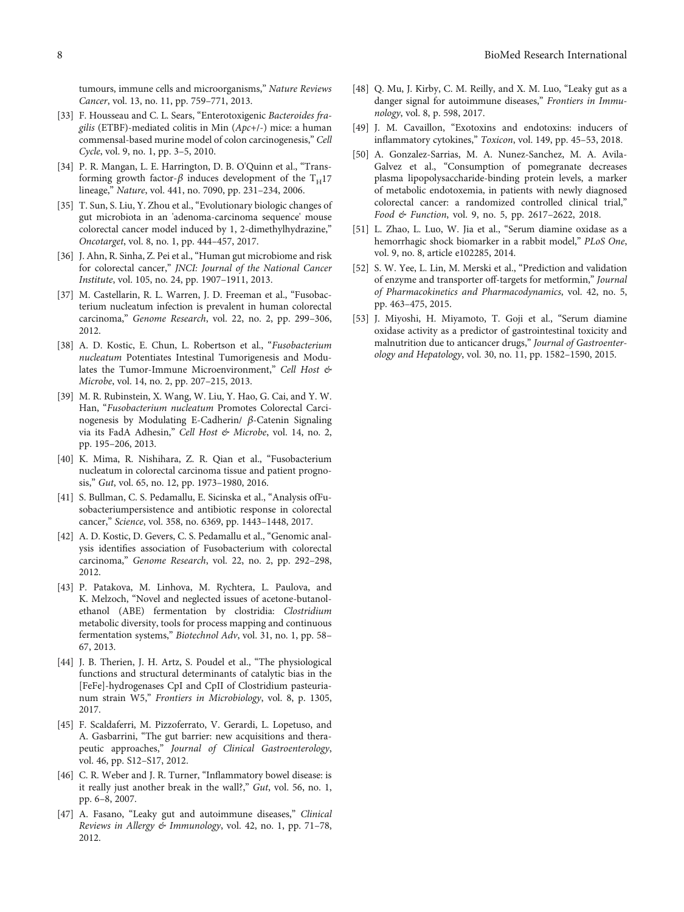tumours, immune cells and microorganisms," *Nature Reviews Cancer*, vol. 13, no. 11, pp. 759–771, 2013.

[33] F. Housseau and C. L. Sears, "Enterotoxigenic *Bacteroides fragilis* (ETBF)-mediated colitis in Min (*Apc+/-*) mice: a human commensal-based murine model of colon carcinogenesis," *Cell Cycle*, vol. 9, no. 1, pp. 3–5, 2010.

[34] P. R. Mangan, L. E. Harrington, D. B. O'Quinn et al., "Transforming growth factor-$\beta$ induces development of the $T_H17$ lineage," *Nature*, vol. 441, no. 7090, pp. 231–234, 2006.

[35] T. Sun, S. Liu, Y. Zhou et al., "Evolutionary biologic changes of gut microbiota in an 'adenoma-carcinoma sequence' mouse colorectal cancer model induced by 1, 2-dimethylhydrazine," *Oncotarget*, vol. 8, no. 1, pp. 444–457, 2017.

[36] J. Ahn, R. Sinha, Z. Pei et al., "Human gut microbiome and risk for colorectal cancer," *JNCI: Journal of the National Cancer Institute*, vol. 105, no. 24, pp. 1907–1911, 2013.

[37] M. Castellarin, R. L. Warren, J. D. Freeman et al., "Fusobacterium nucleatum infection is prevalent in human colorectal carcinoma," *Genome Research*, vol. 22, no. 2, pp. 299–306, 2012.

[38] A. D. Kostic, E. Chun, L. Robertson et al., "*Fusobacterium nucleatum* Potentiates Intestinal Tumorigenesis and Modulates the Tumor-Immune Microenvironment," *Cell Host & Microbe*, vol. 14, no. 2, pp. 207–215, 2013.

[39] M. R. Rubinstein, X. Wang, W. Liu, Y. Hao, G. Cai, and Y. W. Han, "*Fusobacterium nucleatum* Promotes Colorectal Carcinogenesis by Modulating E-Cadherin/ $\beta$-Catenin Signaling via its FadA Adhesin," *Cell Host & Microbe*, vol. 14, no. 2, pp. 195–206, 2013.

[40] K. Mima, R. Nishihara, Z. R. Qian et al., "Fusobacterium nucleatum in colorectal carcinoma tissue and patient prognosis," *Gut*, vol. 65, no. 12, pp. 1973–1980, 2016.

[41] S. Bullman, C. S. Pedamallu, E. Sicinska et al., "Analysis ofFusobacteriumpersistence and antibiotic response in colorectal cancer," *Science*, vol. 358, no. 6369, pp. 1443–1448, 2017.

[42] A. D. Kostic, D. Gevers, C. S. Pedamallu et al., "Genomic analysis identifies association of Fusobacterium with colorectal carcinoma," *Genome Research*, vol. 22, no. 2, pp. 292–298, 2012.

[43] P. Patakova, M. Linhova, M. Rychtera, L. Paulova, and K. Melzoch, "Novel and neglected issues of acetone-butanol-ethanol (ABE) fermentation by clostridia: *Clostridium* metabolic diversity, tools for process mapping and continuous fermentation systems," *Biotechnol Adv*, vol. 31, no. 1, pp. 58–67, 2013.

[44] J. B. Therien, J. H. Artz, S. Poudel et al., "The physiological functions and structural determinants of catalytic bias in the [FeFe]-hydrogenases CpI and CpII of Clostridium pasteurianum strain W5," *Frontiers in Microbiology*, vol. 8, p. 1305, 2017.

[45] F. Scaldaferri, M. Pizzoferrato, V. Gerardi, L. Lopetuso, and A. Gasbarrini, "The gut barrier: new acquisitions and therapeutic approaches," *Journal of Clinical Gastroenterology*, vol. 46, pp. S12–S17, 2012.

[46] C. R. Weber and J. R. Turner, "Inflammatory bowel disease: is it really just another break in the wall?," *Gut*, vol. 56, no. 1, pp. 6–8, 2007.

[47] A. Fasano, "Leaky gut and autoimmune diseases," *Clinical Reviews in Allergy & Immunology*, vol. 42, no. 1, pp. 71–78, 2012.

[48] Q. Mu, J. Kirby, C. M. Reilly, and X. M. Luo, "Leaky gut as a danger signal for autoimmune diseases," *Frontiers in Immunology*, vol. 8, p. 598, 2017.

[49] J. M. Cavaillon, "Exotoxins and endotoxins: inducers of inflammatory cytokines," *Toxicon*, vol. 149, pp. 45–53, 2018.

[50] A. Gonzalez-Sarrias, M. A. Nunez-Sanchez, M. A. Avila-Galvez et al., "Consumption of pomegranate decreases plasma lipopolysaccharide-binding protein levels, a marker of metabolic endotoxemia, in patients with newly diagnosed colorectal cancer: a randomized controlled clinical trial," *Food & Function*, vol. 9, no. 5, pp. 2617–2622, 2018.

[51] L. Zhao, L. Luo, W. Jia et al., "Serum diamine oxidase as a hemorrhagic shock biomarker in a rabbit model," *PLoS One*, vol. 9, no. 8, article e102285, 2014.

[52] S. W. Yee, L. Lin, M. Merski et al., "Prediction and validation of enzyme and transporter off-targets for metformin," *Journal of Pharmacokinetics and Pharmacodynamics*, vol. 42, no. 5, pp. 463–475, 2015.

[53] J. Miyoshi, H. Miyamoto, T. Goji et al., "Serum diamine oxidase activity as a predictor of gastrointestinal toxicity and malnutrition due to anticancer drugs," *Journal of Gastroenterology and Hepatology*, vol. 30, no. 11, pp. 1582–1590, 2015.